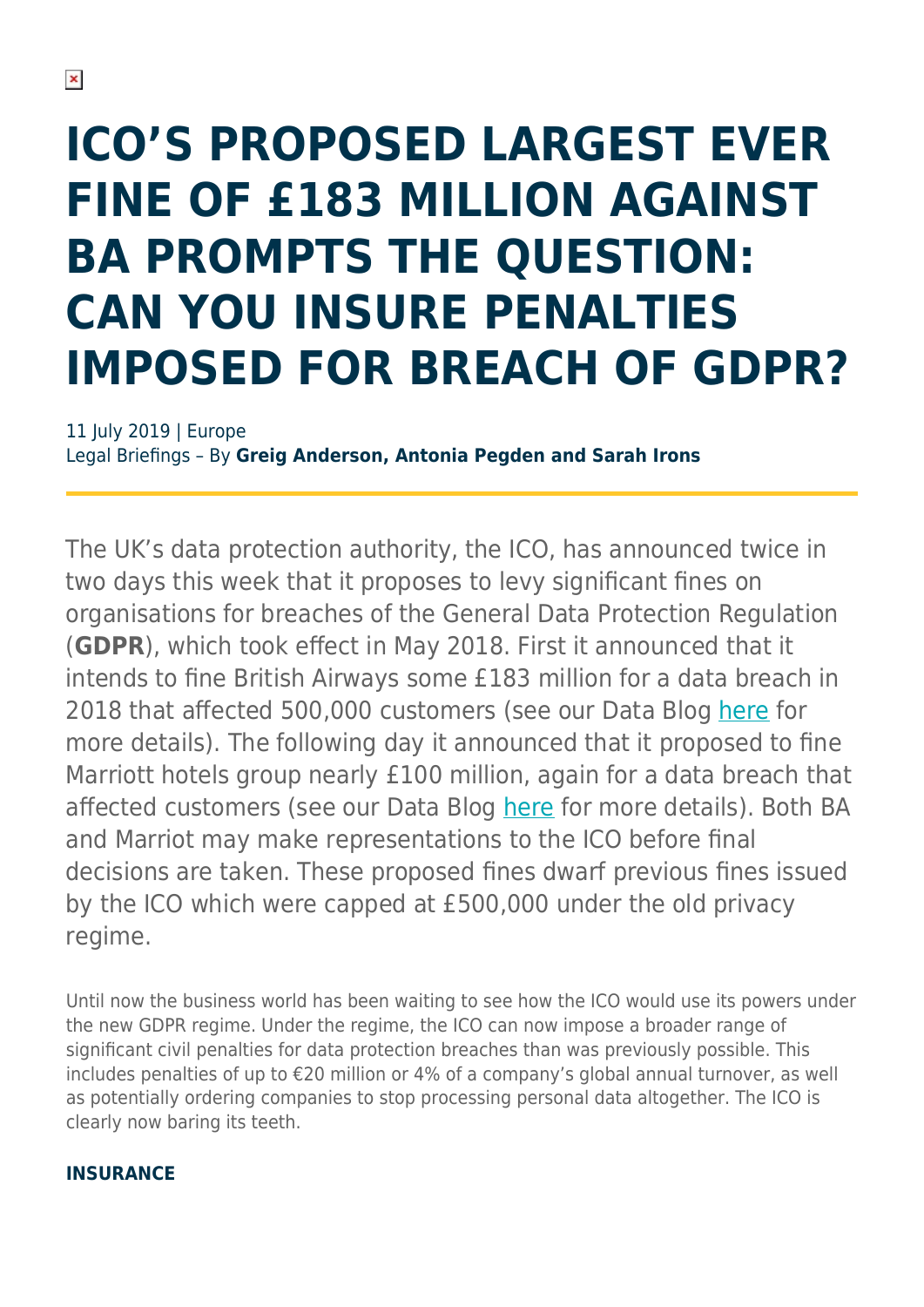# ICO'S PROPOSED LARGEST EVER FINE OF £183 MILLION AGAINST BA PROMPTS THE QUESTION: CAN YOU INSURE PENALTIES IMPOSED FOR BREACH OF GDPR?

11 July 2019 | Europe
Legal Briefings – By **Greig Anderson, Antonia Pegden and Sarah Irons**

The UK's data protection authority, the ICO, has announced twice in two days this week that it proposes to levy significant fines on organisations for breaches of the General Data Protection Regulation (**GDPR**), which took effect in May 2018. First it announced that it intends to fine British Airways some £183 million for a data breach in 2018 that affected 500,000 customers (see our Data Blog here for more details). The following day it announced that it proposed to fine Marriott hotels group nearly £100 million, again for a data breach that affected customers (see our Data Blog here for more details). Both BA and Marriot may make representations to the ICO before final decisions are taken. These proposed fines dwarf previous fines issued by the ICO which were capped at £500,000 under the old privacy regime.

Until now the business world has been waiting to see how the ICO would use its powers under the new GDPR regime. Under the regime, the ICO can now impose a broader range of significant civil penalties for data protection breaches than was previously possible. This includes penalties of up to €20 million or 4% of a company's global annual turnover, as well as potentially ordering companies to stop processing personal data altogether. The ICO is clearly now baring its teeth.

## INSURANCE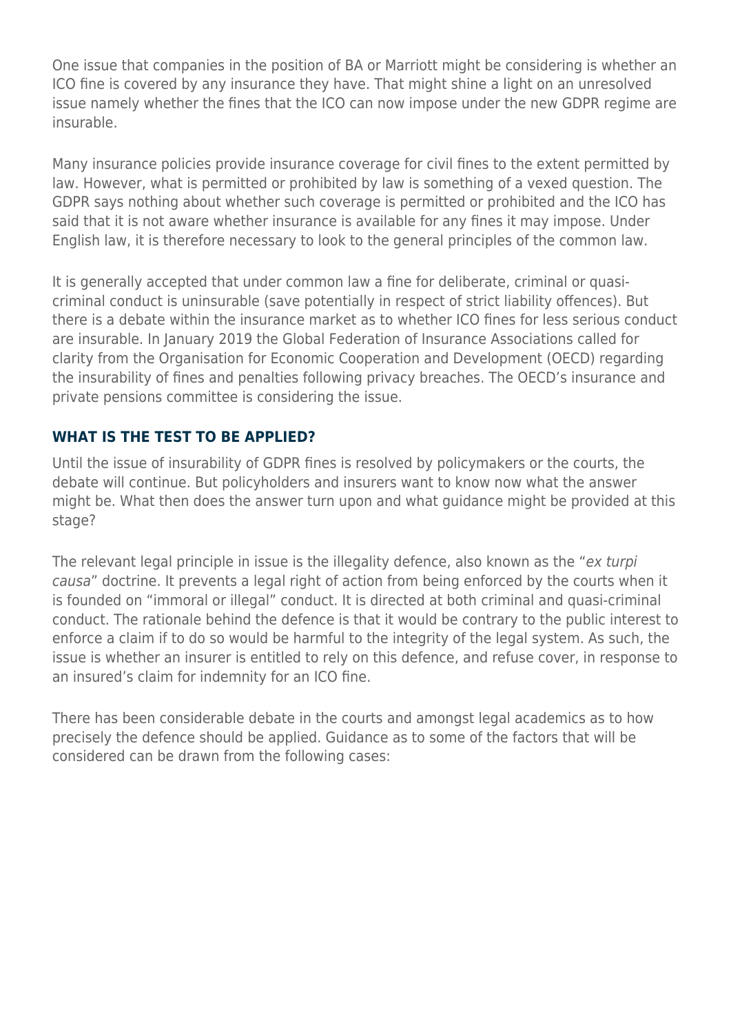One issue that companies in the position of BA or Marriott might be considering is whether an ICO fine is covered by any insurance they have. That might shine a light on an unresolved issue namely whether the fines that the ICO can now impose under the new GDPR regime are insurable.

Many insurance policies provide insurance coverage for civil fines to the extent permitted by law. However, what is permitted or prohibited by law is something of a vexed question. The GDPR says nothing about whether such coverage is permitted or prohibited and the ICO has said that it is not aware whether insurance is available for any fines it may impose. Under English law, it is therefore necessary to look to the general principles of the common law.

It is generally accepted that under common law a fine for deliberate, criminal or quasi-criminal conduct is uninsurable (save potentially in respect of strict liability offences). But there is a debate within the insurance market as to whether ICO fines for less serious conduct are insurable. In January 2019 the Global Federation of Insurance Associations called for clarity from the Organisation for Economic Cooperation and Development (OECD) regarding the insurability of fines and penalties following privacy breaches. The OECD's insurance and private pensions committee is considering the issue.

### WHAT IS THE TEST TO BE APPLIED?

Until the issue of insurability of GDPR fines is resolved by policymakers or the courts, the debate will continue. But policyholders and insurers want to know now what the answer might be. What then does the answer turn upon and what guidance might be provided at this stage?

The relevant legal principle in issue is the illegality defence, also known as the "*ex turpi causa*" doctrine. It prevents a legal right of action from being enforced by the courts when it is founded on "immoral or illegal" conduct. It is directed at both criminal and quasi-criminal conduct. The rationale behind the defence is that it would be contrary to the public interest to enforce a claim if to do so would be harmful to the integrity of the legal system. As such, the issue is whether an insurer is entitled to rely on this defence, and refuse cover, in response to an insured's claim for indemnity for an ICO fine.

There has been considerable debate in the courts and amongst legal academics as to how precisely the defence should be applied. Guidance as to some of the factors that will be considered can be drawn from the following cases: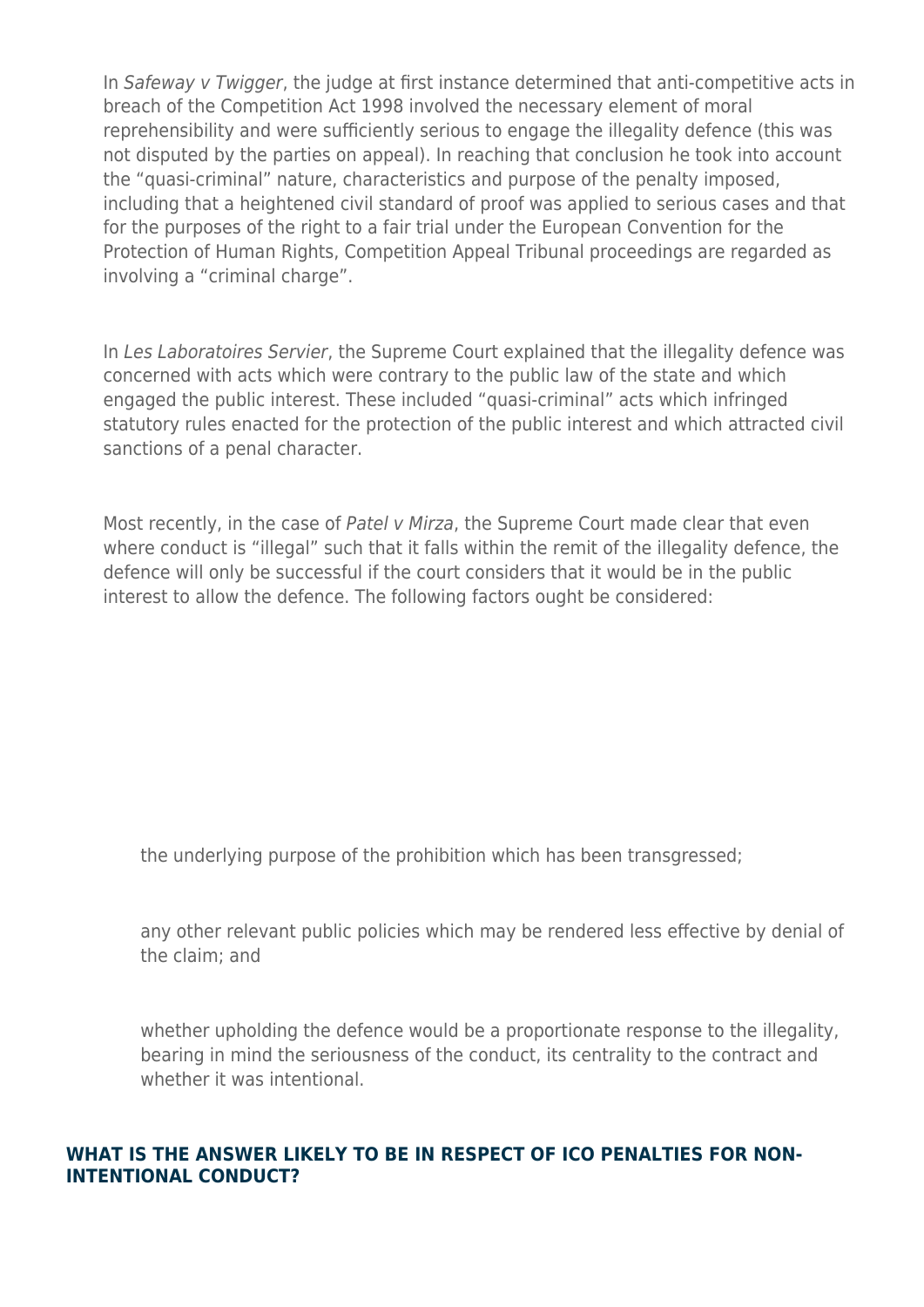In *Safeway v Twigger*, the judge at first instance determined that anti-competitive acts in breach of the Competition Act 1998 involved the necessary element of moral reprehensibility and were sufficiently serious to engage the illegality defence (this was not disputed by the parties on appeal). In reaching that conclusion he took into account the "quasi-criminal" nature, characteristics and purpose of the penalty imposed, including that a heightened civil standard of proof was applied to serious cases and that for the purposes of the right to a fair trial under the European Convention for the Protection of Human Rights, Competition Appeal Tribunal proceedings are regarded as involving a "criminal charge".

In *Les Laboratoires Servier*, the Supreme Court explained that the illegality defence was concerned with acts which were contrary to the public law of the state and which engaged the public interest. These included "quasi-criminal" acts which infringed statutory rules enacted for the protection of the public interest and which attracted civil sanctions of a penal character.

Most recently, in the case of *Patel v Mirza*, the Supreme Court made clear that even where conduct is "illegal" such that it falls within the remit of the illegality defence, the defence will only be successful if the court considers that it would be in the public interest to allow the defence. The following factors ought be considered:

- the underlying purpose of the prohibition which has been transgressed;
- any other relevant public policies which may be rendered less effective by denial of the claim; and
- whether upholding the defence would be a proportionate response to the illegality, bearing in mind the seriousness of the conduct, its centrality to the contract and whether it was intentional.

## WHAT IS THE ANSWER LIKELY TO BE IN RESPECT OF ICO PENALTIES FOR NON-INTENTIONAL CONDUCT?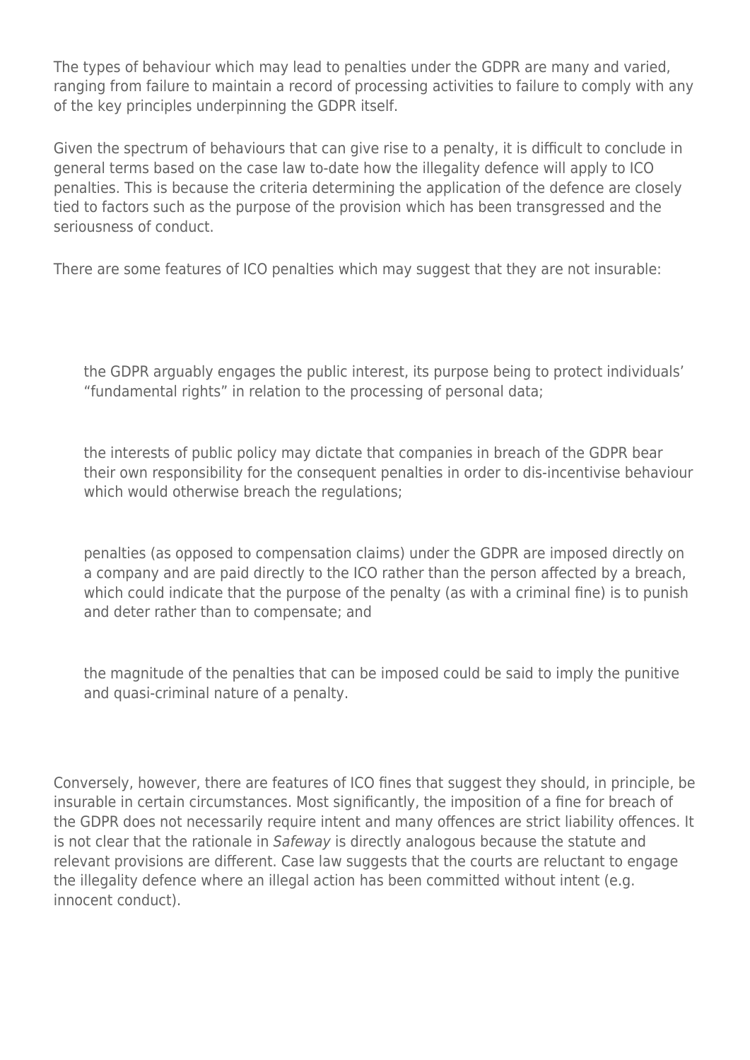The types of behaviour which may lead to penalties under the GDPR are many and varied, ranging from failure to maintain a record of processing activities to failure to comply with any of the key principles underpinning the GDPR itself.

Given the spectrum of behaviours that can give rise to a penalty, it is difficult to conclude in general terms based on the case law to-date how the illegality defence will apply to ICO penalties. This is because the criteria determining the application of the defence are closely tied to factors such as the purpose of the provision which has been transgressed and the seriousness of conduct.

There are some features of ICO penalties which may suggest that they are not insurable:

- the GDPR arguably engages the public interest, its purpose being to protect individuals' "fundamental rights" in relation to the processing of personal data;
- the interests of public policy may dictate that companies in breach of the GDPR bear their own responsibility for the consequent penalties in order to dis-incentivise behaviour which would otherwise breach the regulations;
- penalties (as opposed to compensation claims) under the GDPR are imposed directly on a company and are paid directly to the ICO rather than the person affected by a breach, which could indicate that the purpose of the penalty (as with a criminal fine) is to punish and deter rather than to compensate; and
- the magnitude of the penalties that can be imposed could be said to imply the punitive and quasi-criminal nature of a penalty.

Conversely, however, there are features of ICO fines that suggest they should, in principle, be insurable in certain circumstances. Most significantly, the imposition of a fine for breach of the GDPR does not necessarily require intent and many offences are strict liability offences. It is not clear that the rationale in *Safeway* is directly analogous because the statute and relevant provisions are different. Case law suggests that the courts are reluctant to engage the illegality defence where an illegal action has been committed without intent (e.g. innocent conduct).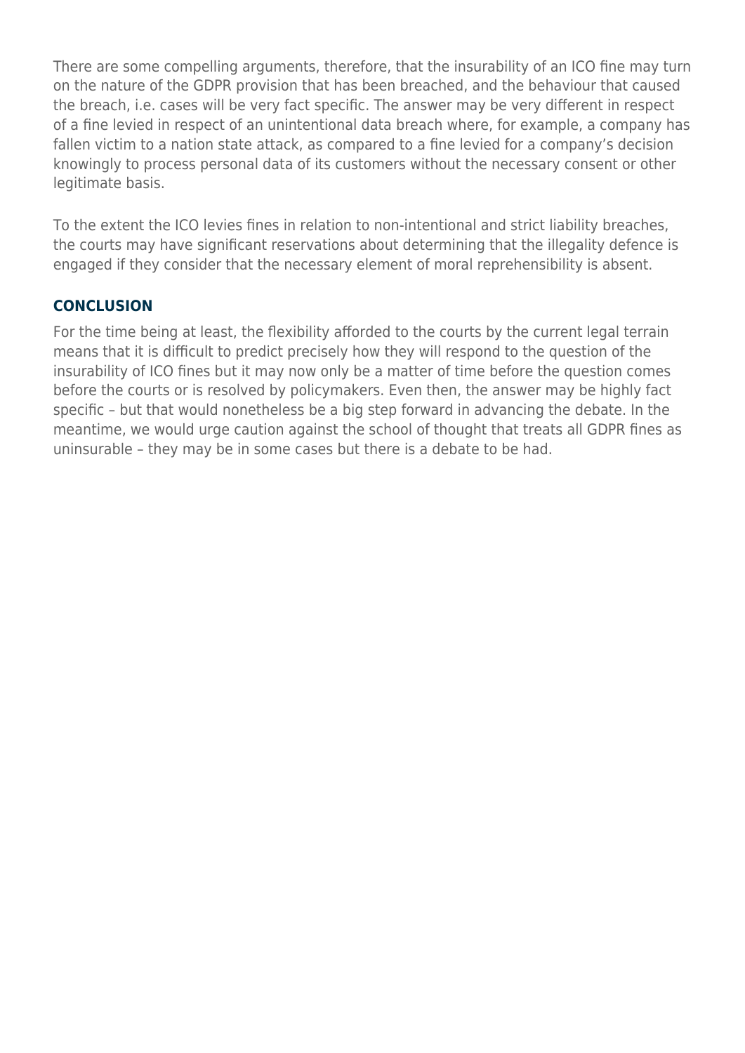There are some compelling arguments, therefore, that the insurability of an ICO fine may turn on the nature of the GDPR provision that has been breached, and the behaviour that caused the breach, i.e. cases will be very fact specific. The answer may be very different in respect of a fine levied in respect of an unintentional data breach where, for example, a company has fallen victim to a nation state attack, as compared to a fine levied for a company's decision knowingly to process personal data of its customers without the necessary consent or other legitimate basis.

To the extent the ICO levies fines in relation to non-intentional and strict liability breaches, the courts may have significant reservations about determining that the illegality defence is engaged if they consider that the necessary element of moral reprehensibility is absent.

## CONCLUSION

For the time being at least, the flexibility afforded to the courts by the current legal terrain means that it is difficult to predict precisely how they will respond to the question of the insurability of ICO fines but it may now only be a matter of time before the question comes before the courts or is resolved by policymakers. Even then, the answer may be highly fact specific – but that would nonetheless be a big step forward in advancing the debate. In the meantime, we would urge caution against the school of thought that treats all GDPR fines as uninsurable – they may be in some cases but there is a debate to be had.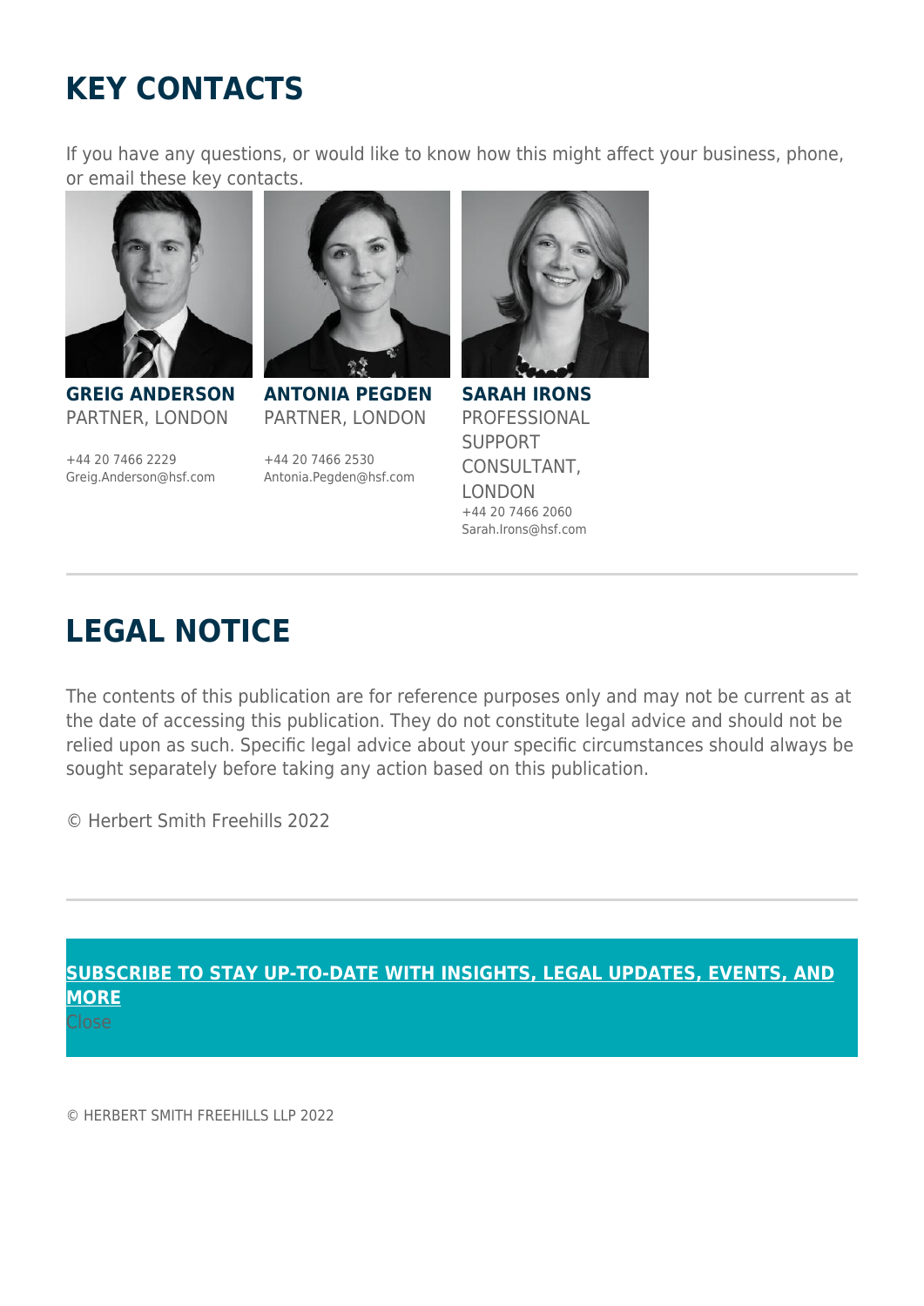# KEY CONTACTS

If you have any questions, or would like to know how this might affect your business, phone, or email these key contacts.

**GREIG ANDERSON**
PARTNER, LONDON

+44 20 7466 2229
Greig.Anderson@hsf.com

**ANTONIA PEGDEN**
PARTNER, LONDON

+44 20 7466 2530
Antonia.Pegden@hsf.com

**SARAH IRONS**
PROFESSIONAL SUPPORT CONSULTANT, LONDON

+44 20 7466 2060
Sarah.Irons@hsf.com

# LEGAL NOTICE

The contents of this publication are for reference purposes only and may not be current as at the date of accessing this publication. They do not constitute legal advice and should not be relied upon as such. Specific legal advice about your specific circumstances should always be sought separately before taking any action based on this publication.

© Herbert Smith Freehills 2022

**SUBSCRIBE TO STAY UP-TO-DATE WITH INSIGHTS, LEGAL UPDATES, EVENTS, AND MORE**

Close

© HERBERT SMITH FREEHILLS LLP 2022